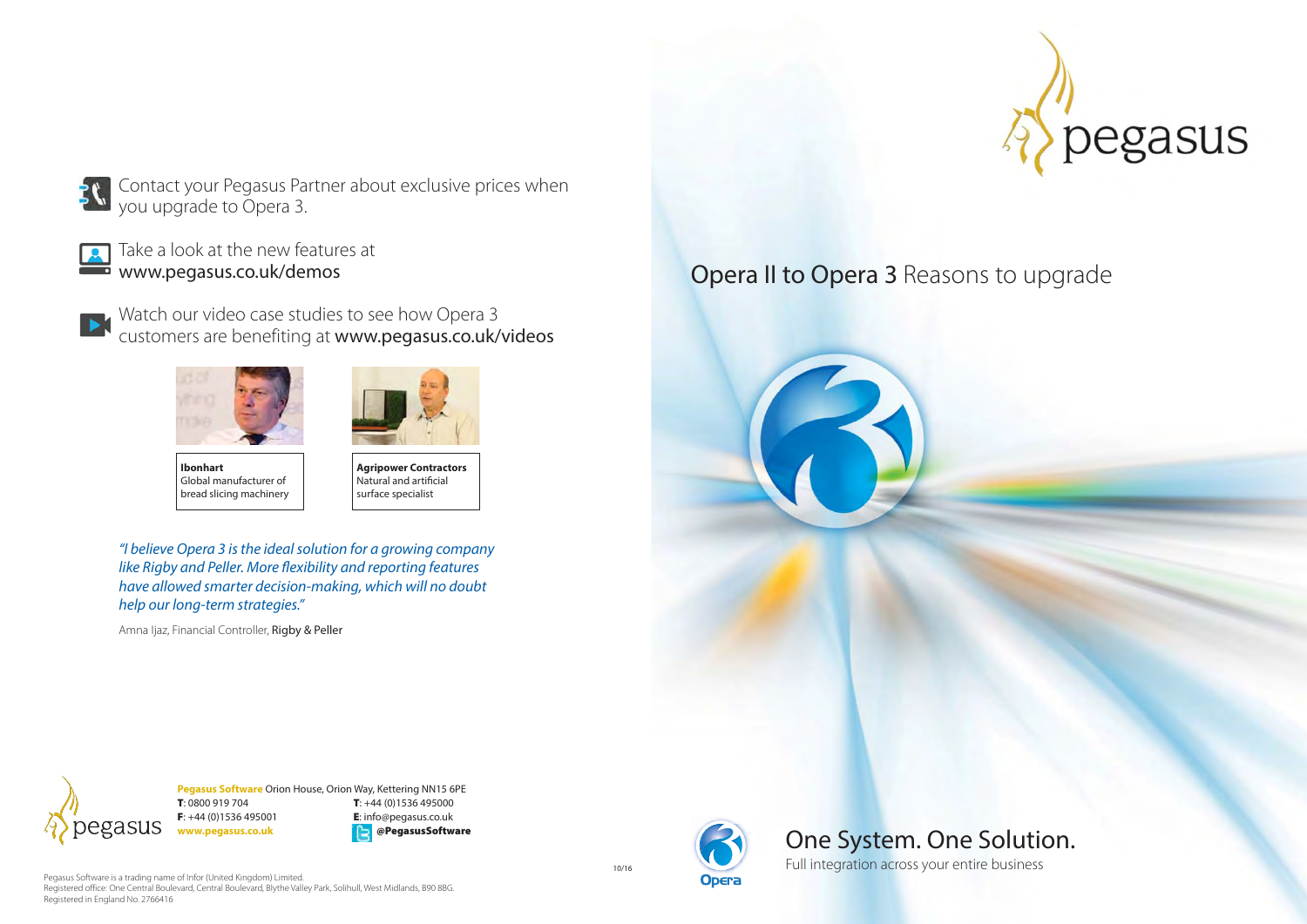Contact your Pegasus Partner about exclusive prices when you upgrade to Opera 3.

Take a look at the new features at **www.pegasus.co.uk/demos**

Watch our video case studies to see how Opera 3 customers are benefiting at **www.pegasus.co.uk/videos**

**Ibonhart**
Global manufacturer of bread slicing machinery

**Agripower Contractors**
Natural and artificial surface specialist

*"I believe Opera 3 is the ideal solution for a growing company like Rigby and Peller. More flexibility and reporting features have allowed smarter decision-making, which will no doubt help our long-term strategies."*

Amna Ijaz, Financial Controller, Rigby & Peller

**Pegasus Software** Orion House, Orion Way, Kettering NN15 6PE
**T**: 0800 919 704
**F**: +44 (0)1536 495001
**www.pegasus.co.uk**
**T**: +44 (0)1536 495000
**E**: info@pegasus.co.uk
**@PegasusSoftware**

Pegasus Software is a trading name of Infor (United Kingdom) Limited.
Registered office: One Central Boulevard, Central Boulevard, Blythe Valley Park, Solihull, West Midlands, B90 8BG.
Registered in England No. 2766416

10/16

pegasus

# Opera II to Opera 3 Reasons to upgrade

Opera

## One System. One Solution.

Full integration across your entire business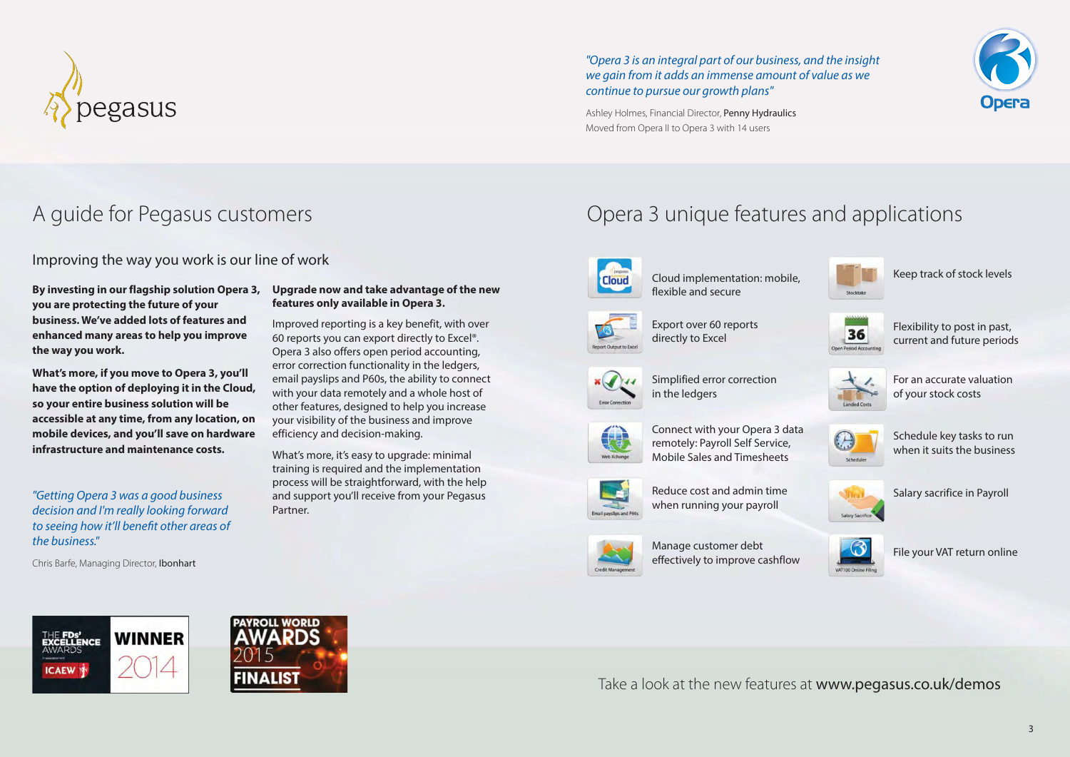*"Opera 3 is an integral part of our business, and the insight we gain from it adds an immense amount of value as we continue to pursue our growth plans"*

Ashley Holmes, Financial Director, Penny Hydraulics
Moved from Opera II to Opera 3 with 14 users

# A guide for Pegasus customers

## Improving the way you work is our line of work

**By investing in our flagship solution Opera 3, you are protecting the future of your business. We've added lots of features and enhanced many areas to help you improve the way you work.**

**What's more, if you move to Opera 3, you'll have the option of deploying it in the Cloud, so your entire business solution will be accessible at any time, from any location, on mobile devices, and you'll save on hardware infrastructure and maintenance costs.**

*"Getting Opera 3 was a good business decision and I'm really looking forward to seeing how it'll benefit other areas of the business."*

Chris Barfe, Managing Director, Ibonhart

**Upgrade now and take advantage of the new features only available in Opera 3.**

Improved reporting is a key benefit, with over 60 reports you can export directly to Excel®. Opera 3 also offers open period accounting, error correction functionality in the ledgers, email payslips and P60s, the ability to connect with your data remotely and a whole host of other features, designed to help you increase your visibility of the business and improve efficiency and decision-making.

What's more, it's easy to upgrade: minimal training is required and the implementation process will be straightforward, with the help and support you'll receive from your Pegasus Partner.

# Opera 3 unique features and applications

- Cloud implementation: mobile, flexible and secure
- Export over 60 reports directly to Excel
- Simplified error correction in the ledgers
- Connect with your Opera 3 data remotely: Payroll Self Service, Mobile Sales and Timesheets
- Reduce cost and admin time when running your payroll
- Manage customer debt effectively to improve cashflow
- Keep track of stock levels
- Flexibility to post in past, current and future periods
- For an accurate valuation of your stock costs
- Schedule key tasks to run when it suits the business
- Salary sacrifice in Payroll
- File your VAT return online

THE FDs' EXCELLENCE AWARDS ICAEW — WINNER 2014

PAYROLL WORLD AWARDS 2015 FINALIST

Take a look at the new features at **www.pegasus.co.uk/demos**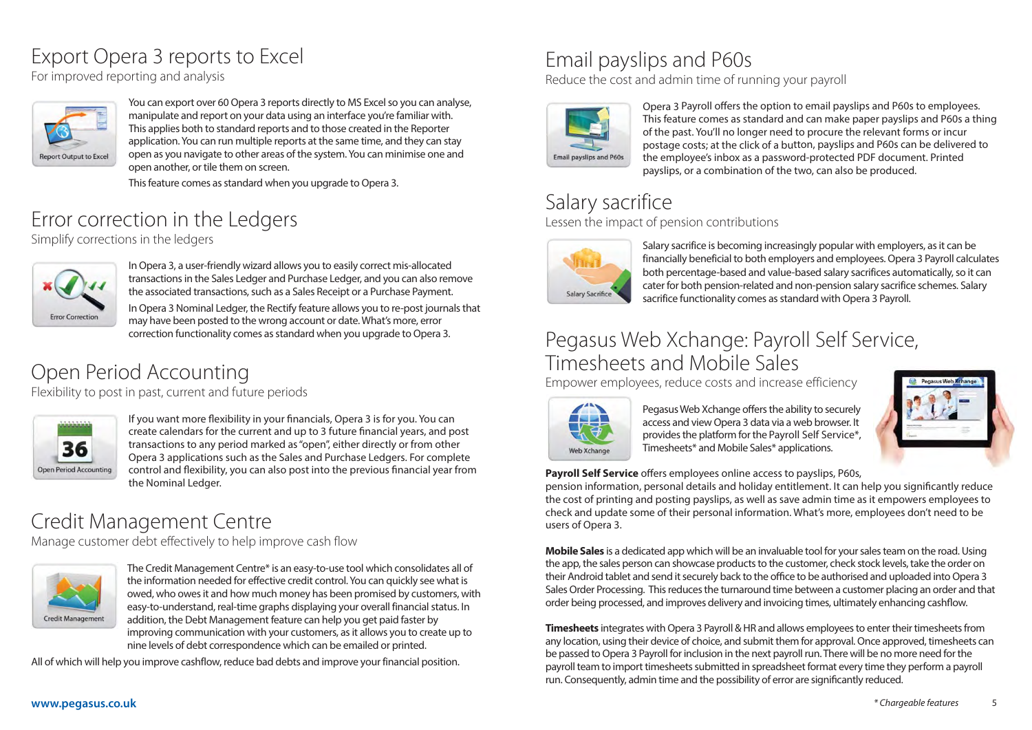# Export Opera 3 reports to Excel

For improved reporting and analysis

Report Output to Excel

You can export over 60 Opera 3 reports directly to MS Excel so you can analyse, manipulate and report on your data using an interface you're familiar with. This applies both to standard reports and to those created in the Reporter application. You can run multiple reports at the same time, and they can stay open as you navigate to other areas of the system. You can minimise one and open another, or tile them on screen.

This feature comes as standard when you upgrade to Opera 3.

# Error correction in the Ledgers

Simplify corrections in the ledgers

Error Correction

In Opera 3, a user-friendly wizard allows you to easily correct mis-allocated transactions in the Sales Ledger and Purchase Ledger, and you can also remove the associated transactions, such as a Sales Receipt or a Purchase Payment.

In Opera 3 Nominal Ledger, the Rectify feature allows you to re-post journals that may have been posted to the wrong account or date. What's more, error correction functionality comes as standard when you upgrade to Opera 3.

# Open Period Accounting

Flexibility to post in past, current and future periods

Open Period Accounting

If you want more flexibility in your financials, Opera 3 is for you. You can create calendars for the current and up to 3 future financial years, and post transactions to any period marked as "open", either directly or from other Opera 3 applications such as the Sales and Purchase Ledgers. For complete control and flexibility, you can also post into the previous financial year from the Nominal Ledger.

# Credit Management Centre

Manage customer debt effectively to help improve cash flow

Credit Management

The Credit Management Centre* is an easy-to-use tool which consolidates all of the information needed for effective credit control. You can quickly see what is owed, who owes it and how much money has been promised by customers, with easy-to-understand, real-time graphs displaying your overall financial status. In addition, the Debt Management feature can help you get paid faster by improving communication with your customers, as it allows you to create up to nine levels of debt correspondence which can be emailed or printed.

All of which will help you improve cashflow, reduce bad debts and improve your financial position.

# Email payslips and P60s

Reduce the cost and admin time of running your payroll

Email payslips and P60s

Opera 3 Payroll offers the option to email payslips and P60s to employees. This feature comes as standard and can make paper payslips and P60s a thing of the past. You'll no longer need to procure the relevant forms or incur postage costs; at the click of a button, payslips and P60s can be delivered to the employee's inbox as a password-protected PDF document. Printed payslips, or a combination of the two, can also be produced.

# Salary sacrifice

Lessen the impact of pension contributions

Salary Sacrifice

Salary sacrifice is becoming increasingly popular with employers, as it can be financially beneficial to both employers and employees. Opera 3 Payroll calculates both percentage-based and value-based salary sacrifices automatically, so it can cater for both pension-related and non-pension salary sacrifice schemes. Salary sacrifice functionality comes as standard with Opera 3 Payroll.

# Pegasus Web Xchange: Payroll Self Service, Timesheets and Mobile Sales

Empower employees, reduce costs and increase efficiency

Web Xchange

Pegasus Web Xchange offers the ability to securely access and view Opera 3 data via a web browser. It provides the platform for the Payroll Self Service*, Timesheets* and Mobile Sales* applications.

**Payroll Self Service** offers employees online access to payslips, P60s, pension information, personal details and holiday entitlement. It can help you significantly reduce the cost of printing and posting payslips, as well as save admin time as it empowers employees to check and update some of their personal information. What's more, employees don't need to be users of Opera 3.

**Mobile Sales** is a dedicated app which will be an invaluable tool for your sales team on the road. Using the app, the sales person can showcase products to the customer, check stock levels, take the order on their Android tablet and send it securely back to the office to be authorised and uploaded into Opera 3 Sales Order Processing. This reduces the turnaround time between a customer placing an order and that order being processed, and improves delivery and invoicing times, ultimately enhancing cashflow.

**Timesheets** integrates with Opera 3 Payroll & HR and allows employees to enter their timesheets from any location, using their device of choice, and submit them for approval. Once approved, timesheets can be passed to Opera 3 Payroll for inclusion in the next payroll run. There will be no more need for the payroll team to import timesheets submitted in spreadsheet format every time they perform a payroll run. Consequently, admin time and the possibility of error are significantly reduced.

www.pegasus.co.uk

*\* Chargeable features*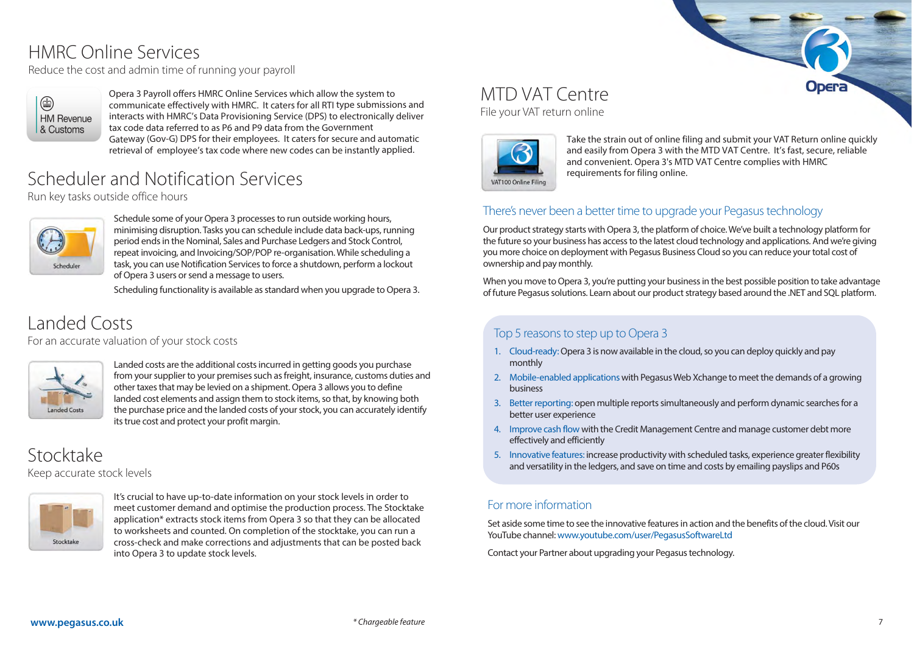# HMRC Online Services

Reduce the cost and admin time of running your payroll

Opera 3 Payroll offers HMRC Online Services which allow the system to communicate effectively with HMRC. It caters for all RTI type submissions and interacts with HMRC's Data Provisioning Service (DPS) to electronically deliver tax code data referred to as P6 and P9 data from the Government Gateway (Gov-G) DPS for their employees. It caters for secure and automatic retrieval of employee's tax code where new codes can be instantly applied.

# Scheduler and Notification Services

Run key tasks outside office hours

Schedule some of your Opera 3 processes to run outside working hours, minimising disruption. Tasks you can schedule include data back-ups, running period ends in the Nominal, Sales and Purchase Ledgers and Stock Control, repeat invoicing, and Invoicing/SOP/POP re-organisation. While scheduling a task, you can use Notification Services to force a shutdown, perform a lockout of Opera 3 users or send a message to users.

Scheduling functionality is available as standard when you upgrade to Opera 3.

# Landed Costs

For an accurate valuation of your stock costs

Landed costs are the additional costs incurred in getting goods you purchase from your supplier to your premises such as freight, insurance, customs duties and other taxes that may be levied on a shipment. Opera 3 allows you to define landed cost elements and assign them to stock items, so that, by knowing both the purchase price and the landed costs of your stock, you can accurately identify its true cost and protect your profit margin.

# Stocktake

Keep accurate stock levels

It's crucial to have up-to-date information on your stock levels in order to meet customer demand and optimise the production process. The Stocktake application* extracts stock items from Opera 3 so that they can be allocated to worksheets and counted. On completion of the stocktake, you can run a cross-check and make corrections and adjustments that can be posted back into Opera 3 to update stock levels.

*\* Chargeable feature*

# MTD VAT Centre

File your VAT return online

Take the strain out of online filing and submit your VAT Return online quickly and easily from Opera 3 with the MTD VAT Centre. It's fast, secure, reliable and convenient. Opera 3's MTD VAT Centre complies with HMRC requirements for filing online.

## There's never been a better time to upgrade your Pegasus technology

Our product strategy starts with Opera 3, the platform of choice. We've built a technology platform for the future so your business has access to the latest cloud technology and applications. And we're giving you more choice on deployment with Pegasus Business Cloud so you can reduce your total cost of ownership and pay monthly.

When you move to Opera 3, you're putting your business in the best possible position to take advantage of future Pegasus solutions. Learn about our product strategy based around the .NET and SQL platform.

## Top 5 reasons to step up to Opera 3

1. Cloud-ready: Opera 3 is now available in the cloud, so you can deploy quickly and pay monthly
2. Mobile-enabled applications with Pegasus Web Xchange to meet the demands of a growing business
3. Better reporting: open multiple reports simultaneously and perform dynamic searches for a better user experience
4. Improve cash flow with the Credit Management Centre and manage customer debt more effectively and efficiently
5. Innovative features: increase productivity with scheduled tasks, experience greater flexibility and versatility in the ledgers, and save on time and costs by emailing payslips and P60s

## For more information

Set aside some time to see the innovative features in action and the benefits of the cloud. Visit our YouTube channel: www.youtube.com/user/PegasusSoftwareLtd

Contact your Partner about upgrading your Pegasus technology.

www.pegasus.co.uk